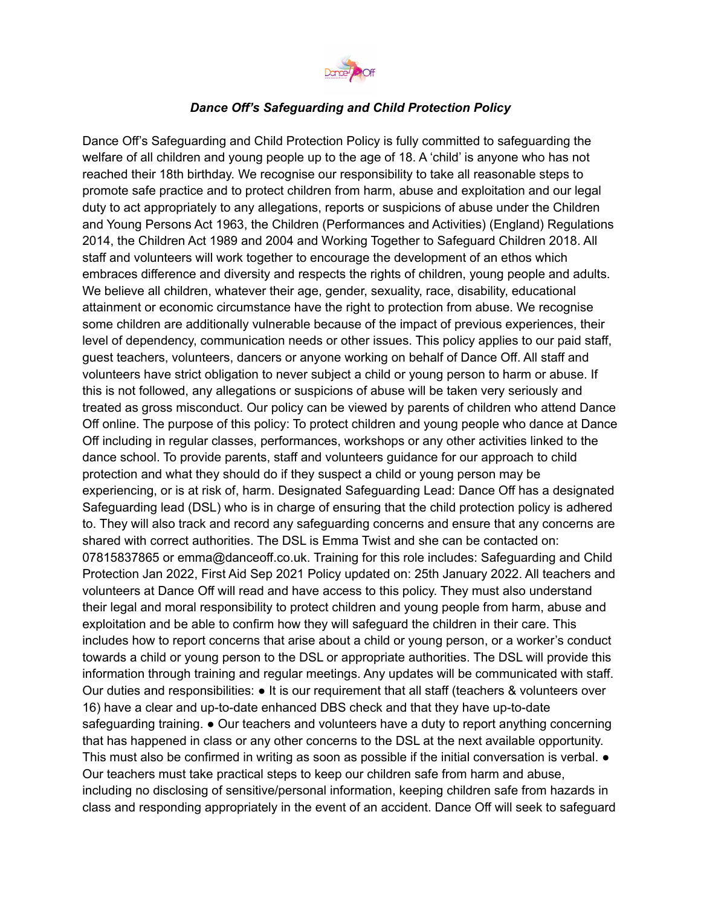***Dance Off's Safeguarding and Child Protection Policy***

Dance Off's Safeguarding and Child Protection Policy is fully committed to safeguarding the welfare of all children and young people up to the age of 18. A 'child' is anyone who has not reached their 18th birthday. We recognise our responsibility to take all reasonable steps to promote safe practice and to protect children from harm, abuse and exploitation and our legal duty to act appropriately to any allegations, reports or suspicions of abuse under the Children and Young Persons Act 1963, the Children (Performances and Activities) (England) Regulations 2014, the Children Act 1989 and 2004 and Working Together to Safeguard Children 2018. All staff and volunteers will work together to encourage the development of an ethos which embraces difference and diversity and respects the rights of children, young people and adults. We believe all children, whatever their age, gender, sexuality, race, disability, educational attainment or economic circumstance have the right to protection from abuse. We recognise some children are additionally vulnerable because of the impact of previous experiences, their level of dependency, communication needs or other issues. This policy applies to our paid staff, guest teachers, volunteers, dancers or anyone working on behalf of Dance Off. All staff and volunteers have strict obligation to never subject a child or young person to harm or abuse. If this is not followed, any allegations or suspicions of abuse will be taken very seriously and treated as gross misconduct. Our policy can be viewed by parents of children who attend Dance Off online. The purpose of this policy: To protect children and young people who dance at Dance Off including in regular classes, performances, workshops or any other activities linked to the dance school. To provide parents, staff and volunteers guidance for our approach to child protection and what they should do if they suspect a child or young person may be experiencing, or is at risk of, harm. Designated Safeguarding Lead: Dance Off has a designated Safeguarding lead (DSL) who is in charge of ensuring that the child protection policy is adhered to. They will also track and record any safeguarding concerns and ensure that any concerns are shared with correct authorities. The DSL is Emma Twist and she can be contacted on: 07815837865 or emma@danceoff.co.uk. Training for this role includes: Safeguarding and Child Protection Jan 2022, First Aid Sep 2021 Policy updated on: 25th January 2022. All teachers and volunteers at Dance Off will read and have access to this policy. They must also understand their legal and moral responsibility to protect children and young people from harm, abuse and exploitation and be able to confirm how they will safeguard the children in their care. This includes how to report concerns that arise about a child or young person, or a worker's conduct towards a child or young person to the DSL or appropriate authorities. The DSL will provide this information through training and regular meetings. Any updates will be communicated with staff. Our duties and responsibilities: ● It is our requirement that all staff (teachers & volunteers over 16) have a clear and up-to-date enhanced DBS check and that they have up-to-date safeguarding training. ● Our teachers and volunteers have a duty to report anything concerning that has happened in class or any other concerns to the DSL at the next available opportunity. This must also be confirmed in writing as soon as possible if the initial conversation is verbal. ● Our teachers must take practical steps to keep our children safe from harm and abuse, including no disclosing of sensitive/personal information, keeping children safe from hazards in class and responding appropriately in the event of an accident. Dance Off will seek to safeguard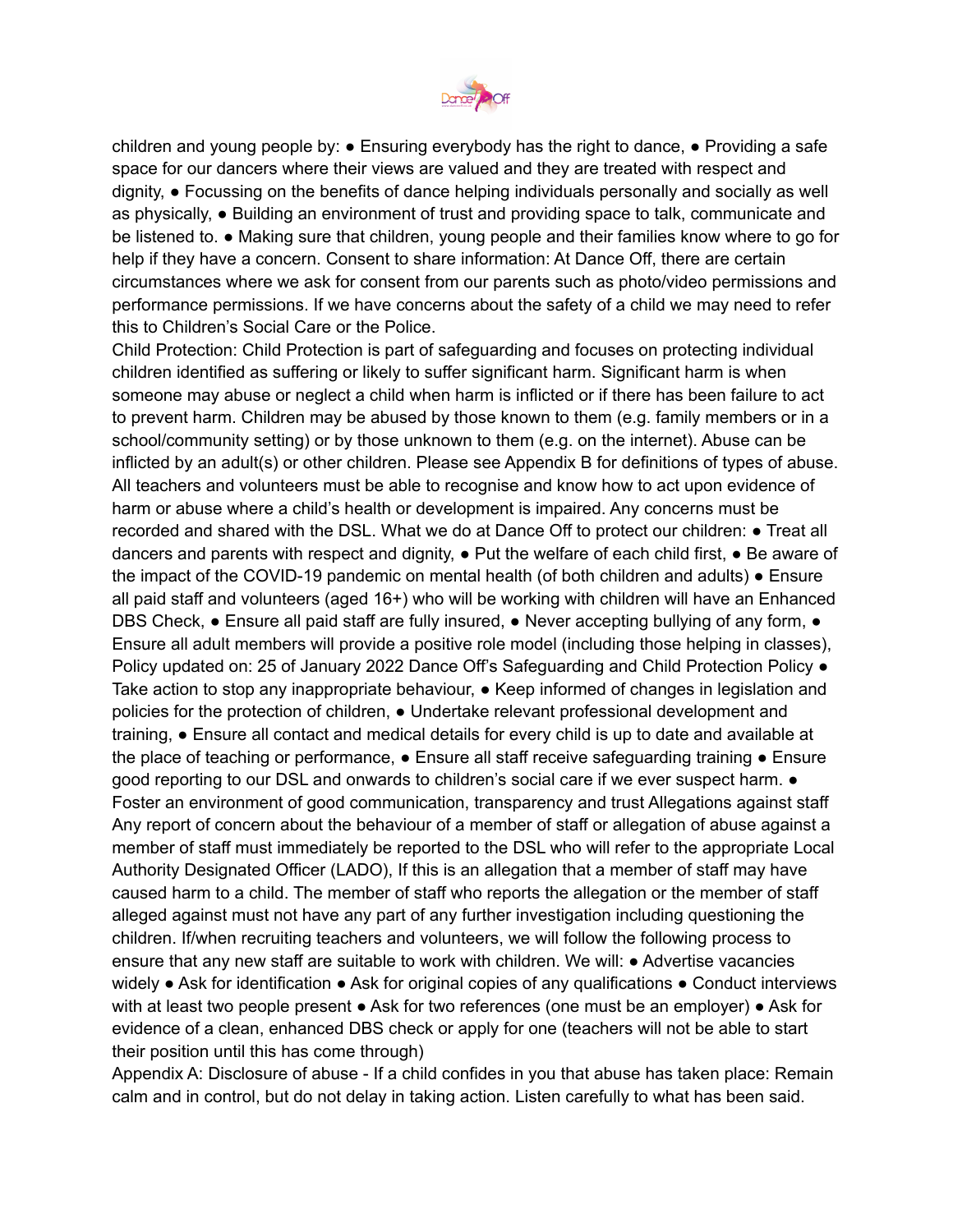children and young people by: ● Ensuring everybody has the right to dance, ● Providing a safe space for our dancers where their views are valued and they are treated with respect and dignity, ● Focussing on the benefits of dance helping individuals personally and socially as well as physically, ● Building an environment of trust and providing space to talk, communicate and be listened to. ● Making sure that children, young people and their families know where to go for help if they have a concern. Consent to share information: At Dance Off, there are certain circumstances where we ask for consent from our parents such as photo/video permissions and performance permissions. If we have concerns about the safety of a child we may need to refer this to Children's Social Care or the Police.

Child Protection: Child Protection is part of safeguarding and focuses on protecting individual children identified as suffering or likely to suffer significant harm. Significant harm is when someone may abuse or neglect a child when harm is inflicted or if there has been failure to act to prevent harm. Children may be abused by those known to them (e.g. family members or in a school/community setting) or by those unknown to them (e.g. on the internet). Abuse can be inflicted by an adult(s) or other children. Please see Appendix B for definitions of types of abuse. All teachers and volunteers must be able to recognise and know how to act upon evidence of harm or abuse where a child's health or development is impaired. Any concerns must be recorded and shared with the DSL. What we do at Dance Off to protect our children: ● Treat all dancers and parents with respect and dignity, ● Put the welfare of each child first, ● Be aware of the impact of the COVID-19 pandemic on mental health (of both children and adults) ● Ensure all paid staff and volunteers (aged 16+) who will be working with children will have an Enhanced DBS Check, ● Ensure all paid staff are fully insured, ● Never accepting bullying of any form, ● Ensure all adult members will provide a positive role model (including those helping in classes), Policy updated on: 25 of January 2022 Dance Off's Safeguarding and Child Protection Policy ● Take action to stop any inappropriate behaviour, ● Keep informed of changes in legislation and policies for the protection of children, ● Undertake relevant professional development and training, ● Ensure all contact and medical details for every child is up to date and available at the place of teaching or performance, ● Ensure all staff receive safeguarding training ● Ensure good reporting to our DSL and onwards to children's social care if we ever suspect harm. ● Foster an environment of good communication, transparency and trust Allegations against staff Any report of concern about the behaviour of a member of staff or allegation of abuse against a member of staff must immediately be reported to the DSL who will refer to the appropriate Local Authority Designated Officer (LADO), If this is an allegation that a member of staff may have caused harm to a child. The member of staff who reports the allegation or the member of staff alleged against must not have any part of any further investigation including questioning the children. If/when recruiting teachers and volunteers, we will follow the following process to ensure that any new staff are suitable to work with children. We will: ● Advertise vacancies widely ● Ask for identification ● Ask for original copies of any qualifications ● Conduct interviews with at least two people present ● Ask for two references (one must be an employer) ● Ask for evidence of a clean, enhanced DBS check or apply for one (teachers will not be able to start their position until this has come through)

Appendix A: Disclosure of abuse - If a child confides in you that abuse has taken place: Remain calm and in control, but do not delay in taking action. Listen carefully to what has been said.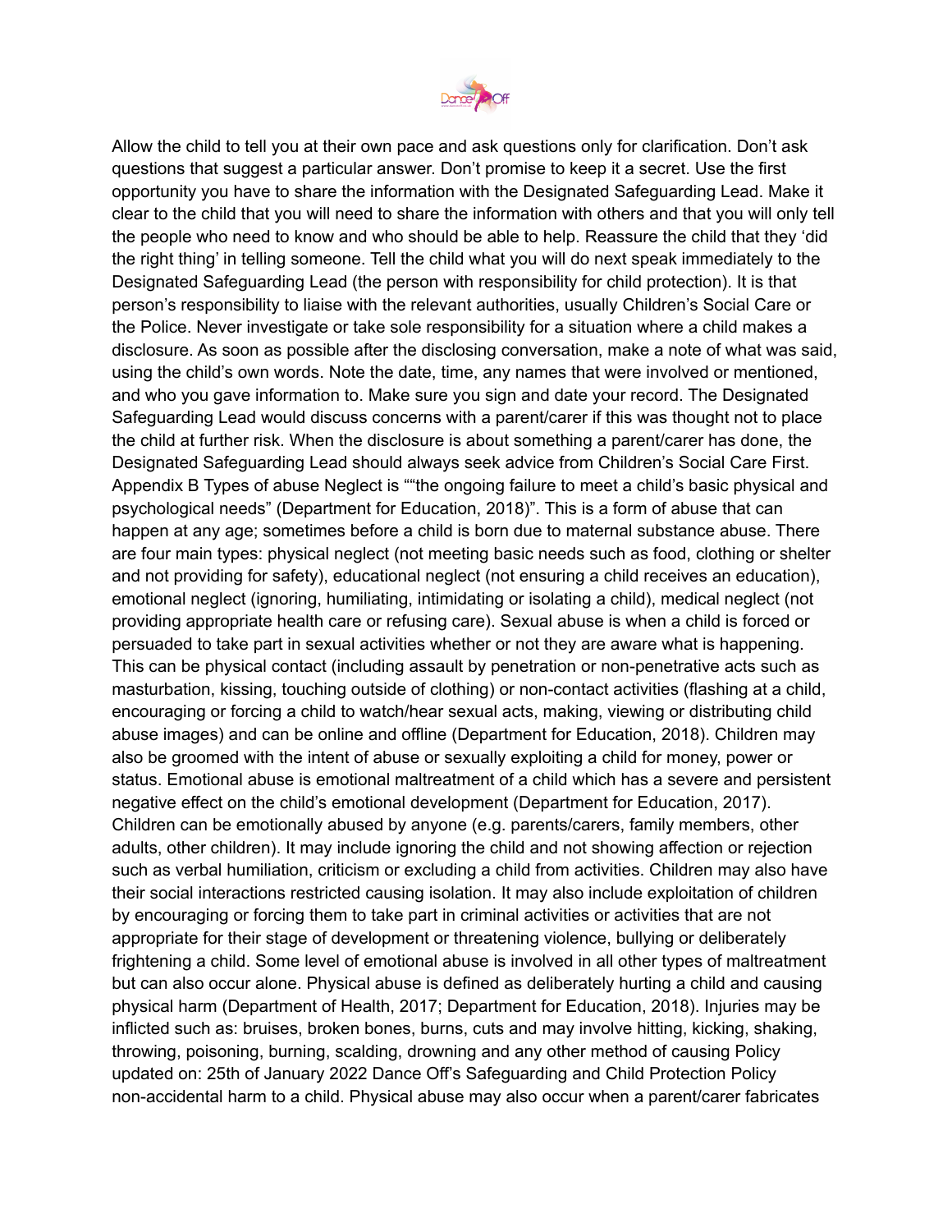Allow the child to tell you at their own pace and ask questions only for clarification. Don't ask questions that suggest a particular answer. Don't promise to keep it a secret. Use the first opportunity you have to share the information with the Designated Safeguarding Lead. Make it clear to the child that you will need to share the information with others and that you will only tell the people who need to know and who should be able to help. Reassure the child that they 'did the right thing' in telling someone. Tell the child what you will do next speak immediately to the Designated Safeguarding Lead (the person with responsibility for child protection). It is that person's responsibility to liaise with the relevant authorities, usually Children's Social Care or the Police. Never investigate or take sole responsibility for a situation where a child makes a disclosure. As soon as possible after the disclosing conversation, make a note of what was said, using the child's own words. Note the date, time, any names that were involved or mentioned, and who you gave information to. Make sure you sign and date your record. The Designated Safeguarding Lead would discuss concerns with a parent/carer if this was thought not to place the child at further risk. When the disclosure is about something a parent/carer has done, the Designated Safeguarding Lead should always seek advice from Children's Social Care First. Appendix B Types of abuse Neglect is ""the ongoing failure to meet a child's basic physical and psychological needs" (Department for Education, 2018)". This is a form of abuse that can happen at any age; sometimes before a child is born due to maternal substance abuse. There are four main types: physical neglect (not meeting basic needs such as food, clothing or shelter and not providing for safety), educational neglect (not ensuring a child receives an education), emotional neglect (ignoring, humiliating, intimidating or isolating a child), medical neglect (not providing appropriate health care or refusing care). Sexual abuse is when a child is forced or persuaded to take part in sexual activities whether or not they are aware what is happening. This can be physical contact (including assault by penetration or non-penetrative acts such as masturbation, kissing, touching outside of clothing) or non-contact activities (flashing at a child, encouraging or forcing a child to watch/hear sexual acts, making, viewing or distributing child abuse images) and can be online and offline (Department for Education, 2018). Children may also be groomed with the intent of abuse or sexually exploiting a child for money, power or status. Emotional abuse is emotional maltreatment of a child which has a severe and persistent negative effect on the child's emotional development (Department for Education, 2017). Children can be emotionally abused by anyone (e.g. parents/carers, family members, other adults, other children). It may include ignoring the child and not showing affection or rejection such as verbal humiliation, criticism or excluding a child from activities. Children may also have their social interactions restricted causing isolation. It may also include exploitation of children by encouraging or forcing them to take part in criminal activities or activities that are not appropriate for their stage of development or threatening violence, bullying or deliberately frightening a child. Some level of emotional abuse is involved in all other types of maltreatment but can also occur alone. Physical abuse is defined as deliberately hurting a child and causing physical harm (Department of Health, 2017; Department for Education, 2018). Injuries may be inflicted such as: bruises, broken bones, burns, cuts and may involve hitting, kicking, shaking, throwing, poisoning, burning, scalding, drowning and any other method of causing Policy updated on: 25th of January 2022 Dance Off's Safeguarding and Child Protection Policy non-accidental harm to a child. Physical abuse may also occur when a parent/carer fabricates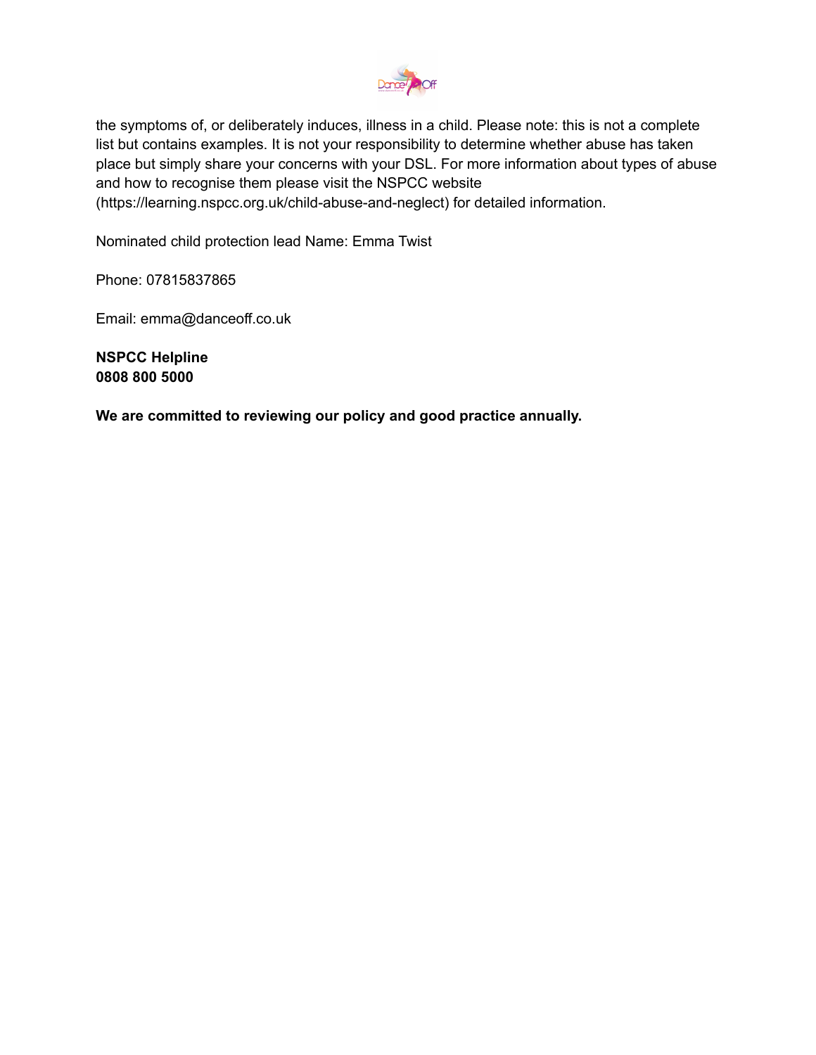the symptoms of, or deliberately induces, illness in a child. Please note: this is not a complete list but contains examples. It is not your responsibility to determine whether abuse has taken place but simply share your concerns with your DSL. For more information about types of abuse and how to recognise them please visit the NSPCC website (https://learning.nspcc.org.uk/child-abuse-and-neglect) for detailed information.

Nominated child protection lead Name: Emma Twist

Phone: 07815837865

Email: emma@danceoff.co.uk

**NSPCC Helpline**
**0808 800 5000**

**We are committed to reviewing our policy and good practice annually.**